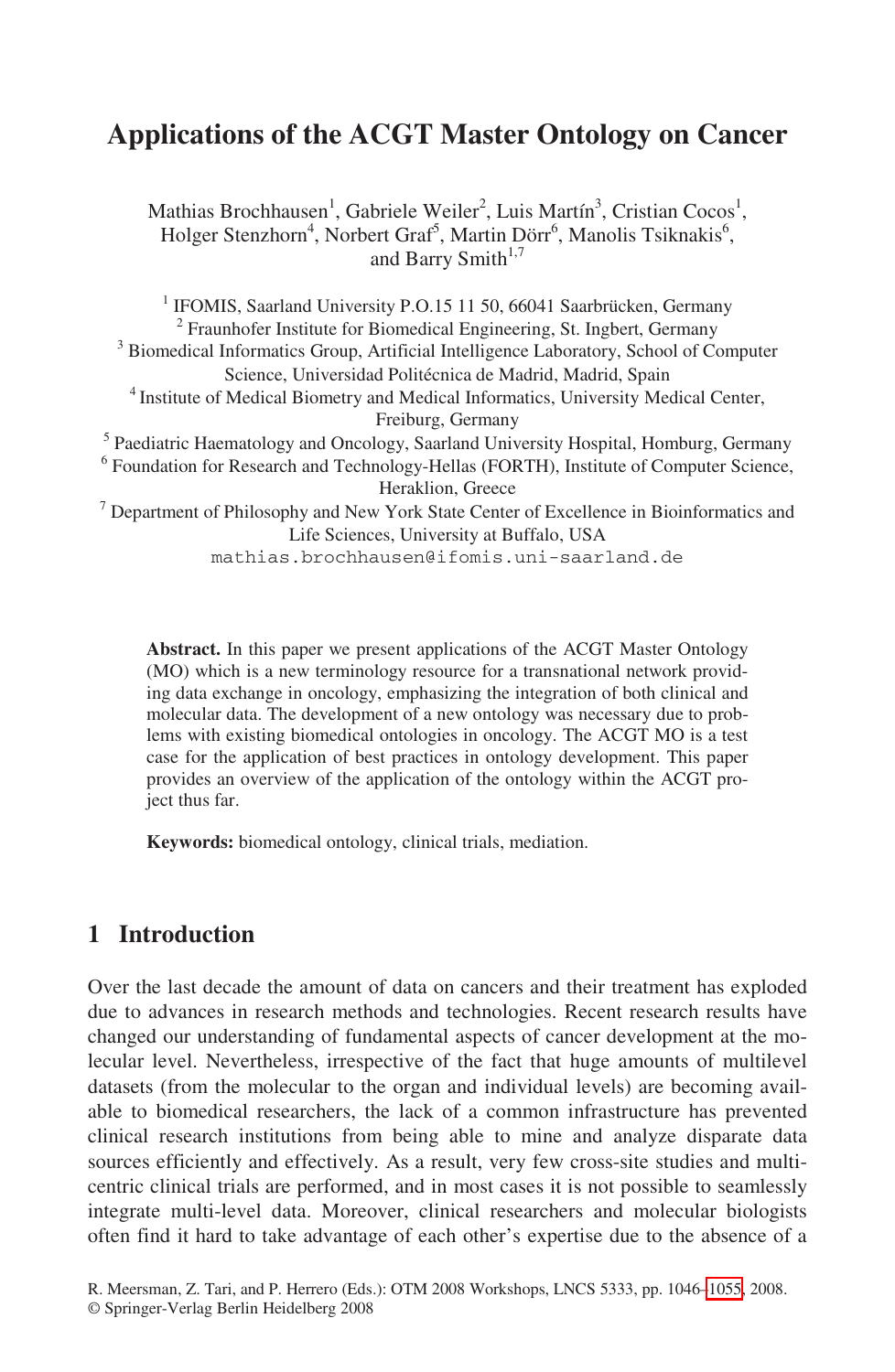# Applications of the ACGT Master Ontology on Cancer

Mathias Brochhausen[1], Gabriele Weiler[2], Luis Martín[3], Cristian Cocos[1], Holger Stenzhorn[4], Norbert Graf[5], Martin Dörr[6], Manolis Tsiknakis[6], and Barry Smith[1,7]

[1] IFOMIS, Saarland University P.O.15 11 50, 66041 Saarbrücken, Germany
[2] Fraunhofer Institute for Biomedical Engineering, St. Ingbert, Germany
[3] Biomedical Informatics Group, Artificial Intelligence Laboratory, School of Computer Science, Universidad Politécnica de Madrid, Madrid, Spain
[4] Institute of Medical Biometry and Medical Informatics, University Medical Center, Freiburg, Germany
[5] Paediatric Haematology and Oncology, Saarland University Hospital, Homburg, Germany
[6] Foundation for Research and Technology-Hellas (FORTH), Institute of Computer Science, Heraklion, Greece
[7] Department of Philosophy and New York State Center of Excellence in Bioinformatics and Life Sciences, University at Buffalo, USA

mathias.brochhausen@ifomis.uni-saarland.de

**Abstract.** In this paper we present applications of the ACGT Master Ontology (MO) which is a new terminology resource for a transnational network providing data exchange in oncology, emphasizing the integration of both clinical and molecular data. The development of a new ontology was necessary due to problems with existing biomedical ontologies in oncology. The ACGT MO is a test case for the application of best practices in ontology development. This paper provides an overview of the application of the ontology within the ACGT project thus far.

**Keywords:** biomedical ontology, clinical trials, mediation.

## 1 Introduction

Over the last decade the amount of data on cancers and their treatment has exploded due to advances in research methods and technologies. Recent research results have changed our understanding of fundamental aspects of cancer development at the molecular level. Nevertheless, irrespective of the fact that huge amounts of multilevel datasets (from the molecular to the organ and individual levels) are becoming available to biomedical researchers, the lack of a common infrastructure has prevented clinical research institutions from being able to mine and analyze disparate data sources efficiently and effectively. As a result, very few cross-site studies and multicentric clinical trials are performed, and in most cases it is not possible to seamlessly integrate multi-level data. Moreover, clinical researchers and molecular biologists often find it hard to take advantage of each other's expertise due to the absence of a

R. Meersman, Z. Tari, and P. Herrero (Eds.): OTM 2008 Workshops, LNCS 5333, pp. 1046–1055, 2008.
© Springer-Verlag Berlin Heidelberg 2008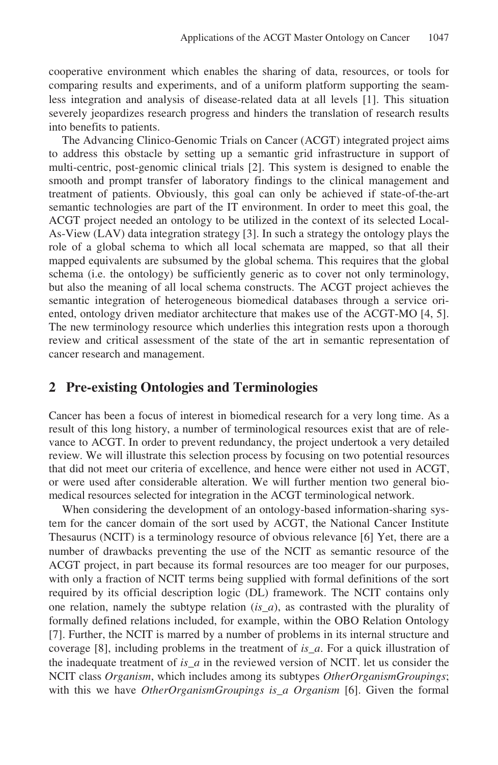cooperative environment which enables the sharing of data, resources, or tools for comparing results and experiments, and of a uniform platform supporting the seamless integration and analysis of disease-related data at all levels [1]. This situation severely jeopardizes research progress and hinders the translation of research results into benefits to patients.

The Advancing Clinico-Genomic Trials on Cancer (ACGT) integrated project aims to address this obstacle by setting up a semantic grid infrastructure in support of multi-centric, post-genomic clinical trials [2]. This system is designed to enable the smooth and prompt transfer of laboratory findings to the clinical management and treatment of patients. Obviously, this goal can only be achieved if state-of-the-art semantic technologies are part of the IT environment. In order to meet this goal, the ACGT project needed an ontology to be utilized in the context of its selected Local-As-View (LAV) data integration strategy [3]. In such a strategy the ontology plays the role of a global schema to which all local schemata are mapped, so that all their mapped equivalents are subsumed by the global schema. This requires that the global schema (i.e. the ontology) be sufficiently generic as to cover not only terminology, but also the meaning of all local schema constructs. The ACGT project achieves the semantic integration of heterogeneous biomedical databases through a service oriented, ontology driven mediator architecture that makes use of the ACGT-MO [4, 5]. The new terminology resource which underlies this integration rests upon a thorough review and critical assessment of the state of the art in semantic representation of cancer research and management.

## 2 Pre-existing Ontologies and Terminologies

Cancer has been a focus of interest in biomedical research for a very long time. As a result of this long history, a number of terminological resources exist that are of relevance to ACGT. In order to prevent redundancy, the project undertook a very detailed review. We will illustrate this selection process by focusing on two potential resources that did not meet our criteria of excellence, and hence were either not used in ACGT, or were used after considerable alteration. We will further mention two general biomedical resources selected for integration in the ACGT terminological network.

When considering the development of an ontology-based information-sharing system for the cancer domain of the sort used by ACGT, the National Cancer Institute Thesaurus (NCIT) is a terminology resource of obvious relevance [6] Yet, there are a number of drawbacks preventing the use of the NCIT as semantic resource of the ACGT project, in part because its formal resources are too meager for our purposes, with only a fraction of NCIT terms being supplied with formal definitions of the sort required by its official description logic (DL) framework. The NCIT contains only one relation, namely the subtype relation (*is_a*), as contrasted with the plurality of formally defined relations included, for example, within the OBO Relation Ontology [7]. Further, the NCIT is marred by a number of problems in its internal structure and coverage [8], including problems in the treatment of *is_a*. For a quick illustration of the inadequate treatment of *is_a* in the reviewed version of NCIT. let us consider the NCIT class *Organism*, which includes among its subtypes *OtherOrganismGroupings*; with this we have *OtherOrganismGroupings is_a Organism* [6]. Given the formal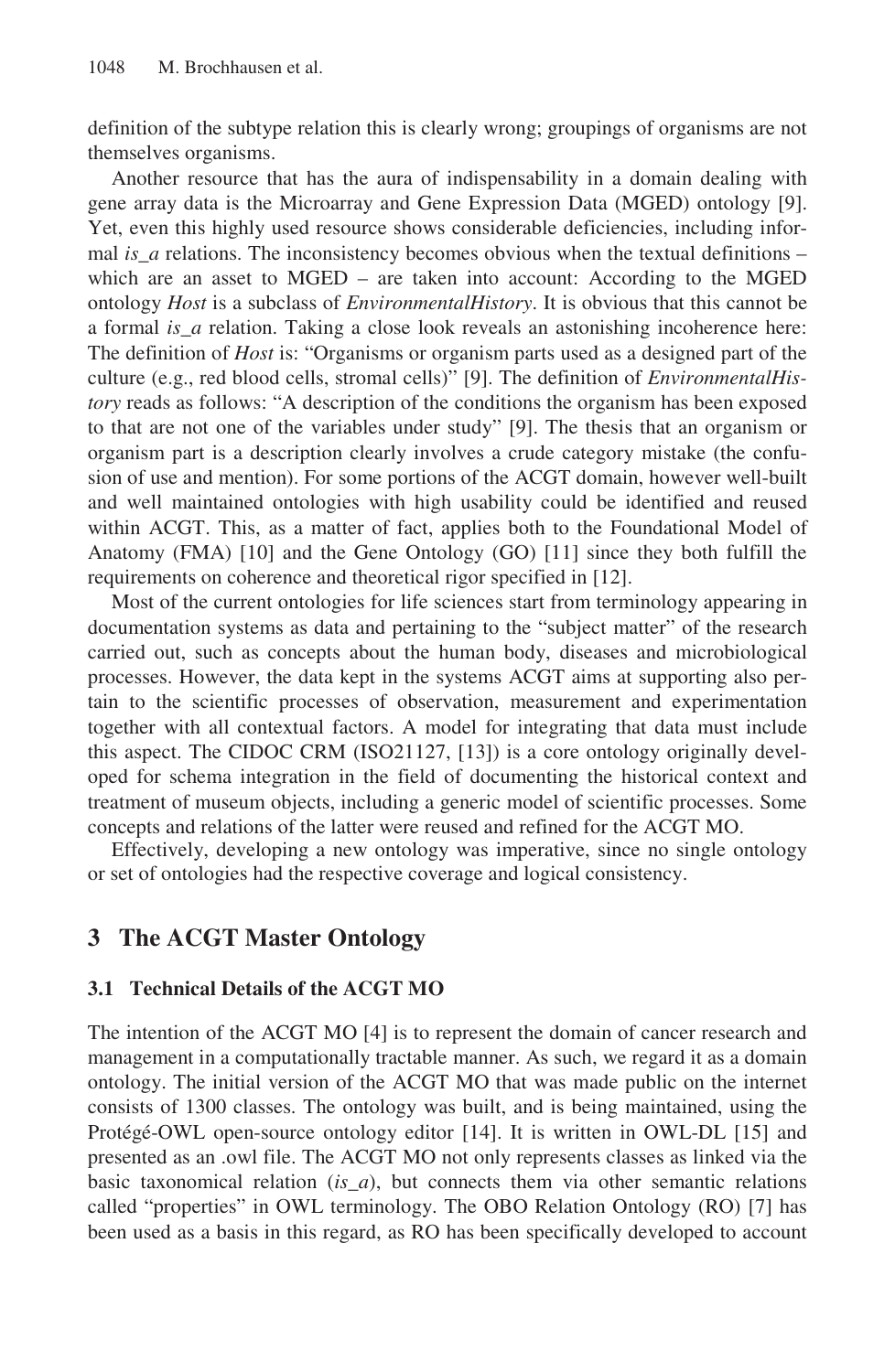definition of the subtype relation this is clearly wrong; groupings of organisms are not themselves organisms.

Another resource that has the aura of indispensability in a domain dealing with gene array data is the Microarray and Gene Expression Data (MGED) ontology [9]. Yet, even this highly used resource shows considerable deficiencies, including informal *is_a* relations. The inconsistency becomes obvious when the textual definitions – which are an asset to MGED – are taken into account: According to the MGED ontology *Host* is a subclass of *EnvironmentalHistory*. It is obvious that this cannot be a formal *is_a* relation. Taking a close look reveals an astonishing incoherence here: The definition of *Host* is: "Organisms or organism parts used as a designed part of the culture (e.g., red blood cells, stromal cells)" [9]. The definition of *EnvironmentalHistory* reads as follows: "A description of the conditions the organism has been exposed to that are not one of the variables under study" [9]. The thesis that an organism or organism part is a description clearly involves a crude category mistake (the confusion of use and mention). For some portions of the ACGT domain, however well-built and well maintained ontologies with high usability could be identified and reused within ACGT. This, as a matter of fact, applies both to the Foundational Model of Anatomy (FMA) [10] and the Gene Ontology (GO) [11] since they both fulfill the requirements on coherence and theoretical rigor specified in [12].

Most of the current ontologies for life sciences start from terminology appearing in documentation systems as data and pertaining to the "subject matter" of the research carried out, such as concepts about the human body, diseases and microbiological processes. However, the data kept in the systems ACGT aims at supporting also pertain to the scientific processes of observation, measurement and experimentation together with all contextual factors. A model for integrating that data must include this aspect. The CIDOC CRM (ISO21127, [13]) is a core ontology originally developed for schema integration in the field of documenting the historical context and treatment of museum objects, including a generic model of scientific processes. Some concepts and relations of the latter were reused and refined for the ACGT MO.

Effectively, developing a new ontology was imperative, since no single ontology or set of ontologies had the respective coverage and logical consistency.

## 3 The ACGT Master Ontology

### 3.1 Technical Details of the ACGT MO

The intention of the ACGT MO [4] is to represent the domain of cancer research and management in a computationally tractable manner. As such, we regard it as a domain ontology. The initial version of the ACGT MO that was made public on the internet consists of 1300 classes. The ontology was built, and is being maintained, using the Protégé-OWL open-source ontology editor [14]. It is written in OWL-DL [15] and presented as an .owl file. The ACGT MO not only represents classes as linked via the basic taxonomical relation (*is_a*), but connects them via other semantic relations called "properties" in OWL terminology. The OBO Relation Ontology (RO) [7] has been used as a basis in this regard, as RO has been specifically developed to account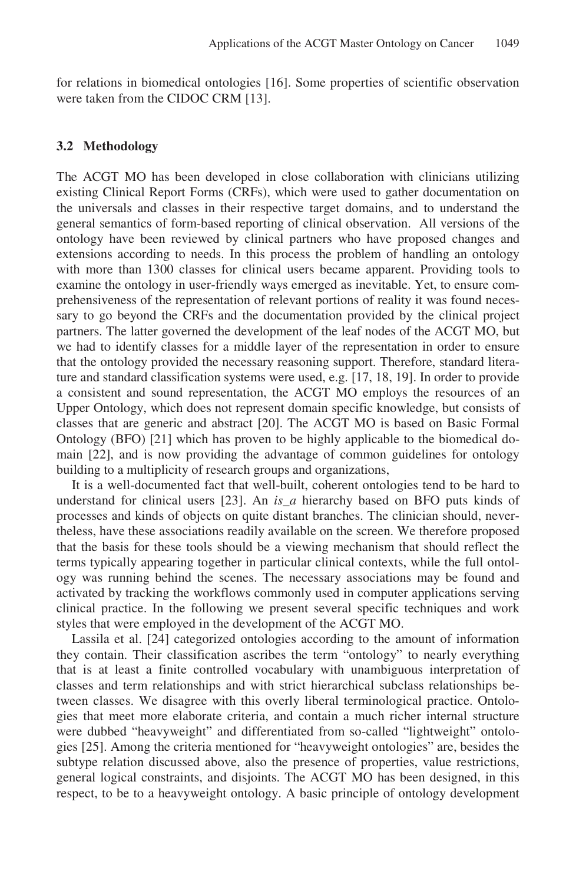for relations in biomedical ontologies [16]. Some properties of scientific observation were taken from the CIDOC CRM [13].

### 3.2 Methodology

The ACGT MO has been developed in close collaboration with clinicians utilizing existing Clinical Report Forms (CRFs), which were used to gather documentation on the universals and classes in their respective target domains, and to understand the general semantics of form-based reporting of clinical observation. All versions of the ontology have been reviewed by clinical partners who have proposed changes and extensions according to needs. In this process the problem of handling an ontology with more than 1300 classes for clinical users became apparent. Providing tools to examine the ontology in user-friendly ways emerged as inevitable. Yet, to ensure comprehensiveness of the representation of relevant portions of reality it was found necessary to go beyond the CRFs and the documentation provided by the clinical project partners. The latter governed the development of the leaf nodes of the ACGT MO, but we had to identify classes for a middle layer of the representation in order to ensure that the ontology provided the necessary reasoning support. Therefore, standard literature and standard classification systems were used, e.g. [17, 18, 19]. In order to provide a consistent and sound representation, the ACGT MO employs the resources of an Upper Ontology, which does not represent domain specific knowledge, but consists of classes that are generic and abstract [20]. The ACGT MO is based on Basic Formal Ontology (BFO) [21] which has proven to be highly applicable to the biomedical domain [22], and is now providing the advantage of common guidelines for ontology building to a multiplicity of research groups and organizations,

It is a well-documented fact that well-built, coherent ontologies tend to be hard to understand for clinical users [23]. An *is_a* hierarchy based on BFO puts kinds of processes and kinds of objects on quite distant branches. The clinician should, nevertheless, have these associations readily available on the screen. We therefore proposed that the basis for these tools should be a viewing mechanism that should reflect the terms typically appearing together in particular clinical contexts, while the full ontology was running behind the scenes. The necessary associations may be found and activated by tracking the workflows commonly used in computer applications serving clinical practice. In the following we present several specific techniques and work styles that were employed in the development of the ACGT MO.

Lassila et al. [24] categorized ontologies according to the amount of information they contain. Their classification ascribes the term "ontology" to nearly everything that is at least a finite controlled vocabulary with unambiguous interpretation of classes and term relationships and with strict hierarchical subclass relationships between classes. We disagree with this overly liberal terminological practice. Ontologies that meet more elaborate criteria, and contain a much richer internal structure were dubbed "heavyweight" and differentiated from so-called "lightweight" ontologies [25]. Among the criteria mentioned for "heavyweight ontologies" are, besides the subtype relation discussed above, also the presence of properties, value restrictions, general logical constraints, and disjoints. The ACGT MO has been designed, in this respect, to be to a heavyweight ontology. A basic principle of ontology development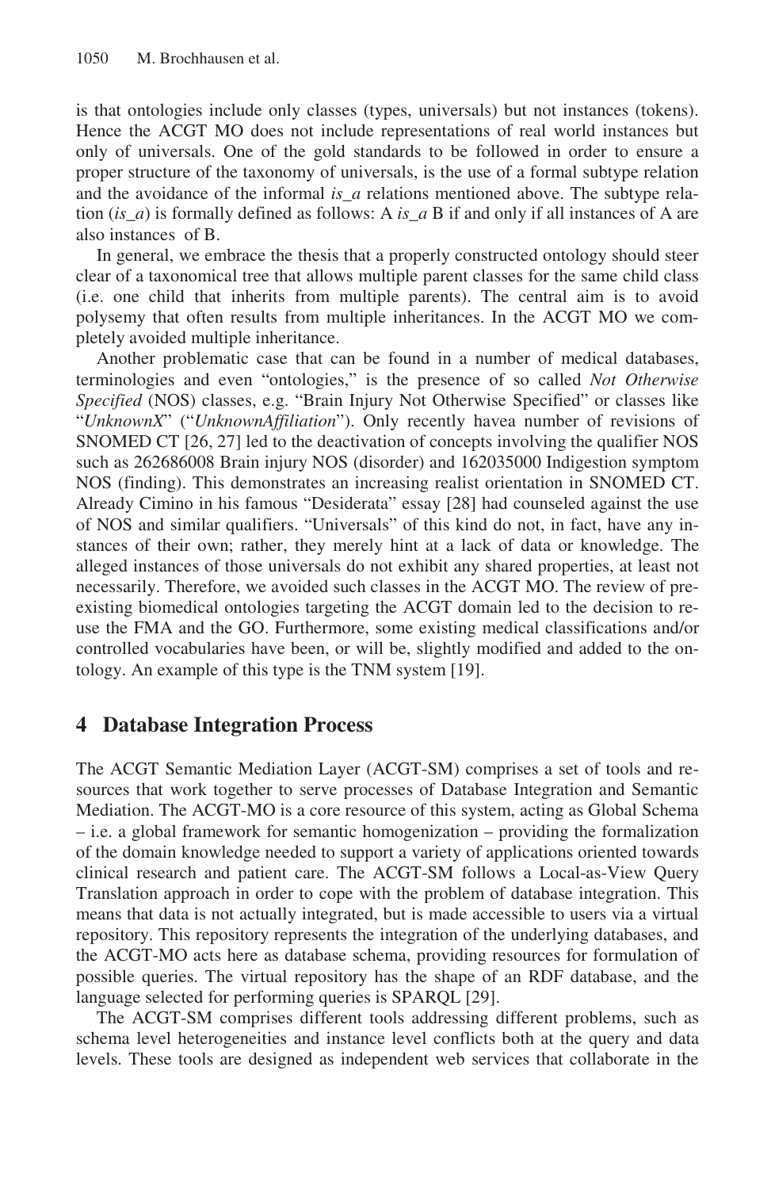is that ontologies include only classes (types, universals) but not instances (tokens). Hence the ACGT MO does not include representations of real world instances but only of universals. One of the gold standards to be followed in order to ensure a proper structure of the taxonomy of universals, is the use of a formal subtype relation and the avoidance of the informal *is_a* relations mentioned above. The subtype relation (*is_a*) is formally defined as follows: A *is_a* B if and only if all instances of A are also instances of B.

In general, we embrace the thesis that a properly constructed ontology should steer clear of a taxonomical tree that allows multiple parent classes for the same child class (i.e. one child that inherits from multiple parents). The central aim is to avoid polysemy that often results from multiple inheritances. In the ACGT MO we completely avoided multiple inheritance.

Another problematic case that can be found in a number of medical databases, terminologies and even "ontologies," is the presence of so called *Not Otherwise Specified* (NOS) classes, e.g. "Brain Injury Not Otherwise Specified" or classes like "*UnknownX*" ("*UnknownAffiliation*"). Only recently havea number of revisions of SNOMED CT [26, 27] led to the deactivation of concepts involving the qualifier NOS such as 262686008 Brain injury NOS (disorder) and 162035000 Indigestion symptom NOS (finding). This demonstrates an increasing realist orientation in SNOMED CT. Already Cimino in his famous "Desiderata" essay [28] had counseled against the use of NOS and similar qualifiers. "Universals" of this kind do not, in fact, have any instances of their own; rather, they merely hint at a lack of data or knowledge. The alleged instances of those universals do not exhibit any shared properties, at least not necessarily. Therefore, we avoided such classes in the ACGT MO. The review of pre-existing biomedical ontologies targeting the ACGT domain led to the decision to re-use the FMA and the GO. Furthermore, some existing medical classifications and/or controlled vocabularies have been, or will be, slightly modified and added to the ontology. An example of this type is the TNM system [19].

## 4 Database Integration Process

The ACGT Semantic Mediation Layer (ACGT-SM) comprises a set of tools and resources that work together to serve processes of Database Integration and Semantic Mediation. The ACGT-MO is a core resource of this system, acting as Global Schema – i.e. a global framework for semantic homogenization – providing the formalization of the domain knowledge needed to support a variety of applications oriented towards clinical research and patient care. The ACGT-SM follows a Local-as-View Query Translation approach in order to cope with the problem of database integration. This means that data is not actually integrated, but is made accessible to users via a virtual repository. This repository represents the integration of the underlying databases, and the ACGT-MO acts here as database schema, providing resources for formulation of possible queries. The virtual repository has the shape of an RDF database, and the language selected for performing queries is SPARQL [29].

The ACGT-SM comprises different tools addressing different problems, such as schema level heterogeneities and instance level conflicts both at the query and data levels. These tools are designed as independent web services that collaborate in the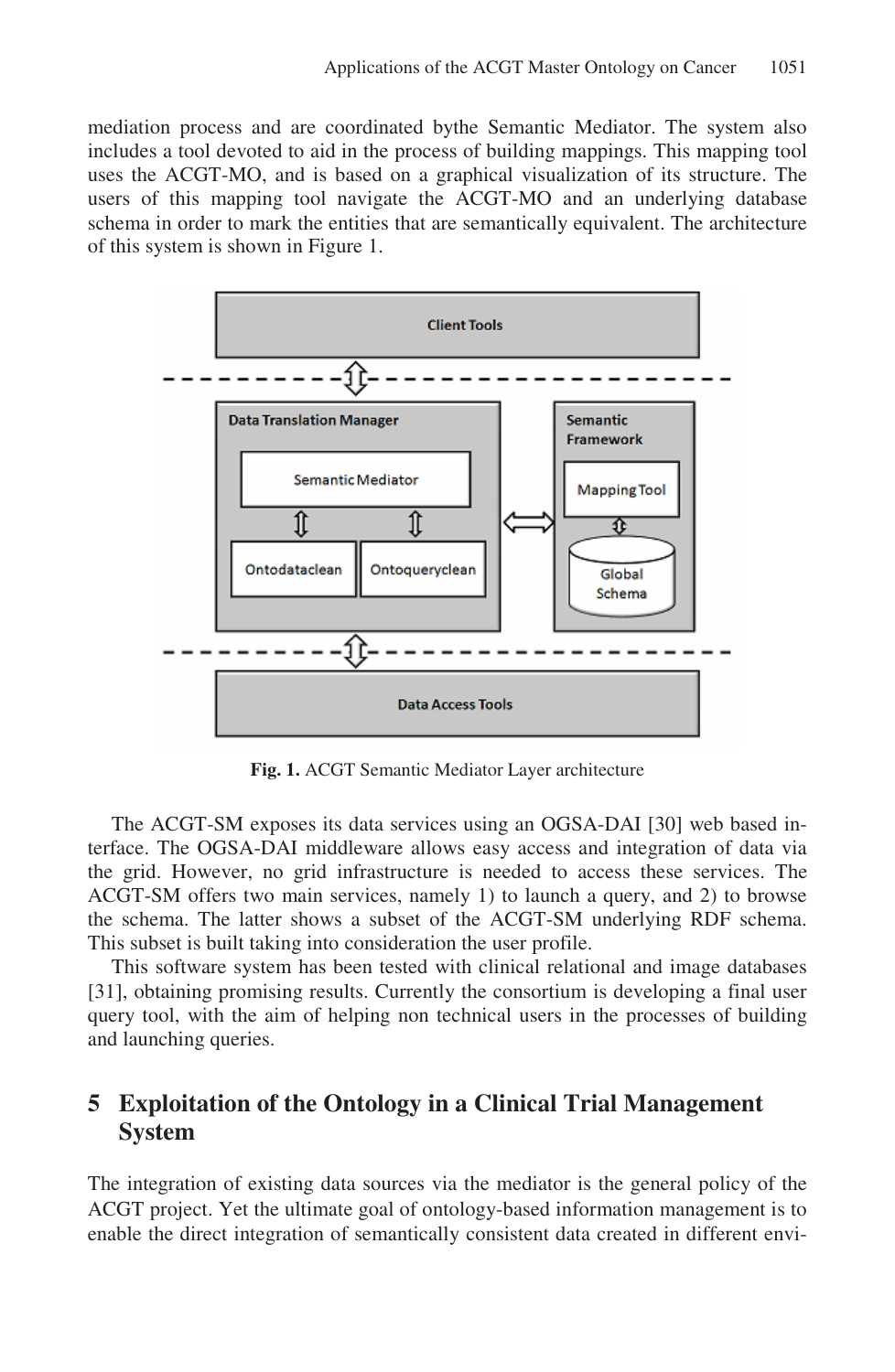mediation process and are coordinated bythe Semantic Mediator. The system also includes a tool devoted to aid in the process of building mappings. This mapping tool uses the ACGT-MO, and is based on a graphical visualization of its structure. The users of this mapping tool navigate the ACGT-MO and an underlying database schema in order to mark the entities that are semantically equivalent. The architecture of this system is shown in Figure 1.

**Fig. 1.** ACGT Semantic Mediator Layer architecture

The ACGT-SM exposes its data services using an OGSA-DAI [30] web based interface. The OGSA-DAI middleware allows easy access and integration of data via the grid. However, no grid infrastructure is needed to access these services. The ACGT-SM offers two main services, namely 1) to launch a query, and 2) to browse the schema. The latter shows a subset of the ACGT-SM underlying RDF schema. This subset is built taking into consideration the user profile.

This software system has been tested with clinical relational and image databases [31], obtaining promising results. Currently the consortium is developing a final user query tool, with the aim of helping non technical users in the processes of building and launching queries.

## 5 Exploitation of the Ontology in a Clinical Trial Management System

The integration of existing data sources via the mediator is the general policy of the ACGT project. Yet the ultimate goal of ontology-based information management is to enable the direct integration of semantically consistent data created in different envi-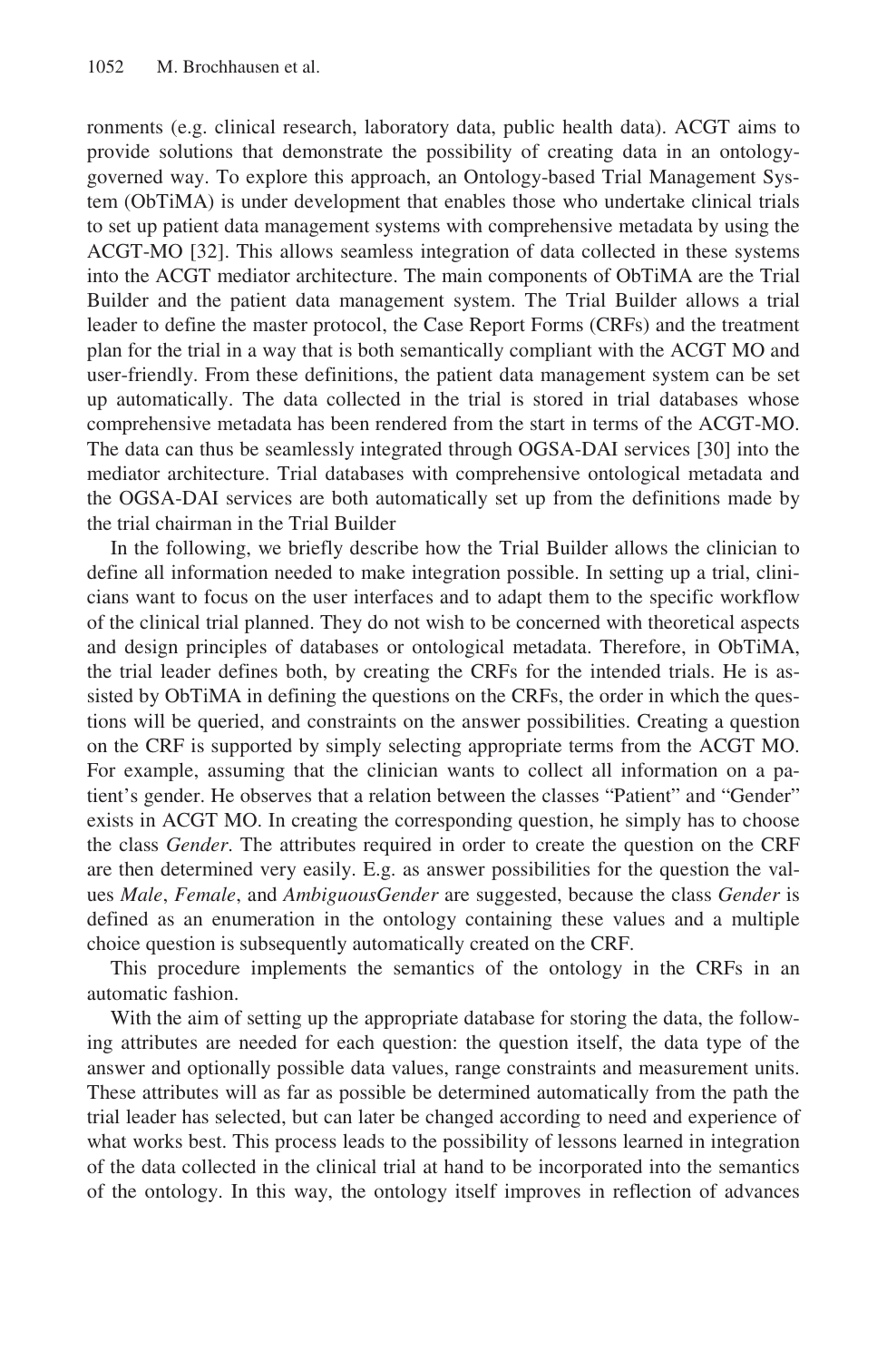ronments (e.g. clinical research, laboratory data, public health data). ACGT aims to provide solutions that demonstrate the possibility of creating data in an ontology-governed way. To explore this approach, an Ontology-based Trial Management System (ObTiMA) is under development that enables those who undertake clinical trials to set up patient data management systems with comprehensive metadata by using the ACGT-MO [32]. This allows seamless integration of data collected in these systems into the ACGT mediator architecture. The main components of ObTiMA are the Trial Builder and the patient data management system. The Trial Builder allows a trial leader to define the master protocol, the Case Report Forms (CRFs) and the treatment plan for the trial in a way that is both semantically compliant with the ACGT MO and user-friendly. From these definitions, the patient data management system can be set up automatically. The data collected in the trial is stored in trial databases whose comprehensive metadata has been rendered from the start in terms of the ACGT-MO. The data can thus be seamlessly integrated through OGSA-DAI services [30] into the mediator architecture. Trial databases with comprehensive ontological metadata and the OGSA-DAI services are both automatically set up from the definitions made by the trial chairman in the Trial Builder

In the following, we briefly describe how the Trial Builder allows the clinician to define all information needed to make integration possible. In setting up a trial, clinicians want to focus on the user interfaces and to adapt them to the specific workflow of the clinical trial planned. They do not wish to be concerned with theoretical aspects and design principles of databases or ontological metadata. Therefore, in ObTiMA, the trial leader defines both, by creating the CRFs for the intended trials. He is assisted by ObTiMA in defining the questions on the CRFs, the order in which the questions will be queried, and constraints on the answer possibilities. Creating a question on the CRF is supported by simply selecting appropriate terms from the ACGT MO. For example, assuming that the clinician wants to collect all information on a patient's gender. He observes that a relation between the classes "Patient" and "Gender" exists in ACGT MO. In creating the corresponding question, he simply has to choose the class *Gender*. The attributes required in order to create the question on the CRF are then determined very easily. E.g. as answer possibilities for the question the values *Male*, *Female*, and *AmbiguousGender* are suggested, because the class *Gender* is defined as an enumeration in the ontology containing these values and a multiple choice question is subsequently automatically created on the CRF.

This procedure implements the semantics of the ontology in the CRFs in an automatic fashion.

With the aim of setting up the appropriate database for storing the data, the following attributes are needed for each question: the question itself, the data type of the answer and optionally possible data values, range constraints and measurement units. These attributes will as far as possible be determined automatically from the path the trial leader has selected, but can later be changed according to need and experience of what works best. This process leads to the possibility of lessons learned in integration of the data collected in the clinical trial at hand to be incorporated into the semantics of the ontology. In this way, the ontology itself improves in reflection of advances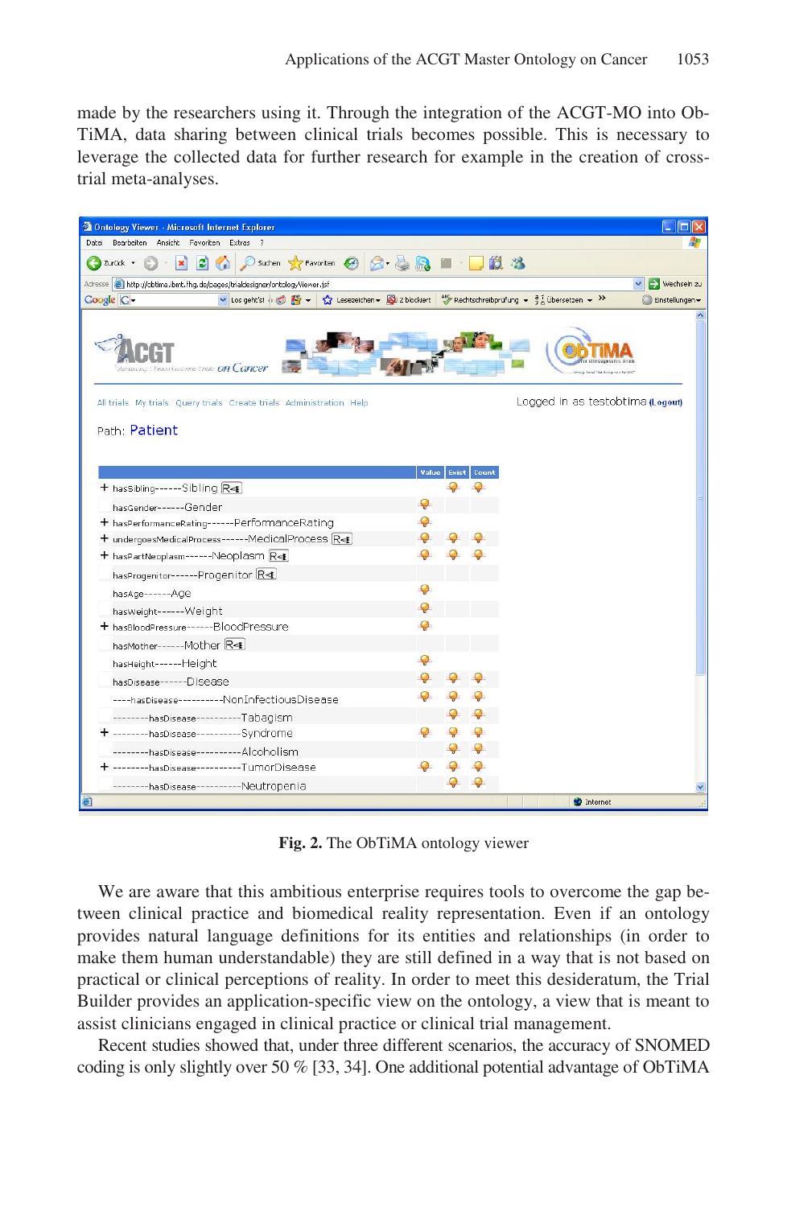made by the researchers using it. Through the integration of the ACGT-MO into ObTiMA, data sharing between clinical trials becomes possible. This is necessary to leverage the collected data for further research for example in the creation of cross-trial meta-analyses.

**Fig. 2.** The ObTiMA ontology viewer

We are aware that this ambitious enterprise requires tools to overcome the gap between clinical practice and biomedical reality representation. Even if an ontology provides natural language definitions for its entities and relationships (in order to make them human understandable) they are still defined in a way that is not based on practical or clinical perceptions of reality. In order to meet this desideratum, the Trial Builder provides an application-specific view on the ontology, a view that is meant to assist clinicians engaged in clinical practice or clinical trial management.

Recent studies showed that, under three different scenarios, the accuracy of SNOMED coding is only slightly over 50 % [33, 34]. One additional potential advantage of ObTiMA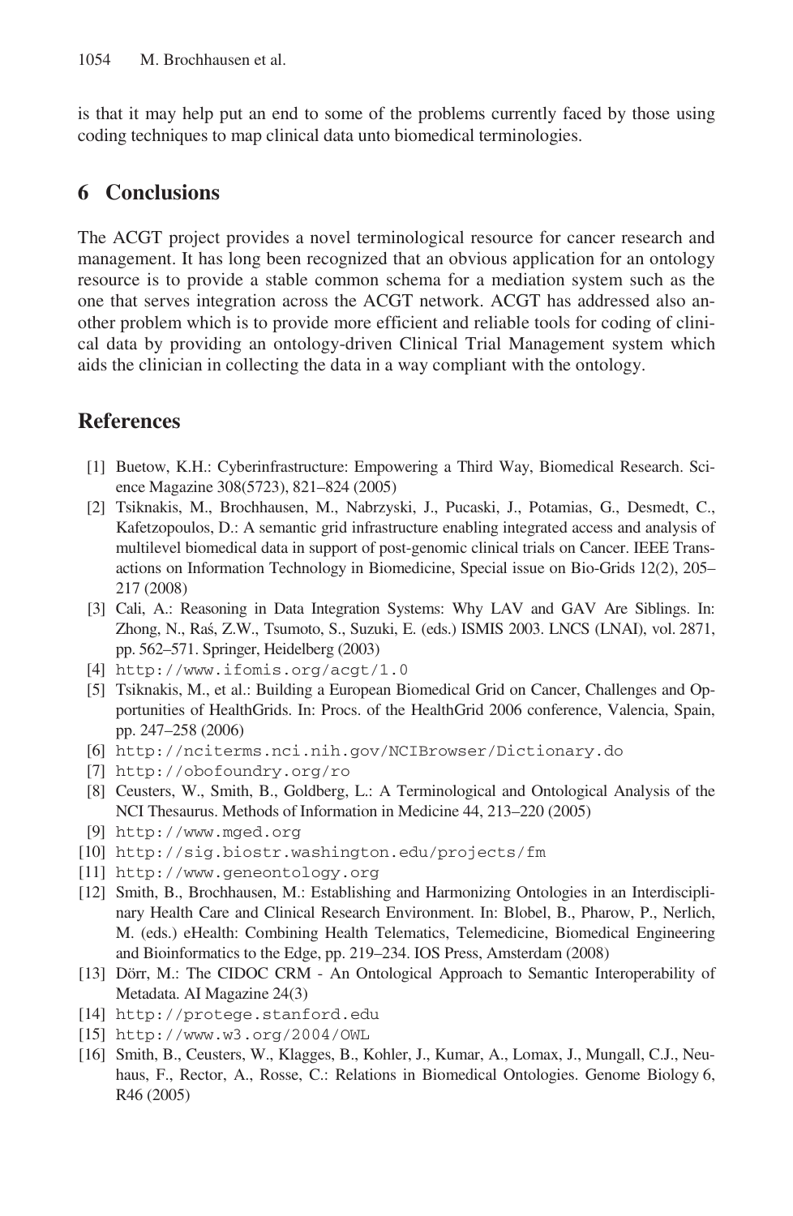is that it may help put an end to some of the problems currently faced by those using coding techniques to map clinical data unto biomedical terminologies.

## 6 Conclusions

The ACGT project provides a novel terminological resource for cancer research and management. It has long been recognized that an obvious application for an ontology resource is to provide a stable common schema for a mediation system such as the one that serves integration across the ACGT network. ACGT has addressed also another problem which is to provide more efficient and reliable tools for coding of clinical data by providing an ontology-driven Clinical Trial Management system which aids the clinician in collecting the data in a way compliant with the ontology.

## References

[1] Buetow, K.H.: Cyberinfrastructure: Empowering a Third Way, Biomedical Research. Science Magazine 308(5723), 821–824 (2005)

[2] Tsiknakis, M., Brochhausen, M., Nabrzyski, J., Pucaski, J., Potamias, G., Desmedt, C., Kafetzopoulos, D.: A semantic grid infrastructure enabling integrated access and analysis of multilevel biomedical data in support of post-genomic clinical trials on Cancer. IEEE Transactions on Information Technology in Biomedicine, Special issue on Bio-Grids 12(2), 205–217 (2008)

[3] Cali, A.: Reasoning in Data Integration Systems: Why LAV and GAV Are Siblings. In: Zhong, N., Raś, Z.W., Tsumoto, S., Suzuki, E. (eds.) ISMIS 2003. LNCS (LNAI), vol. 2871, pp. 562–571. Springer, Heidelberg (2003)

[4] http://www.ifomis.org/acgt/1.0

[5] Tsiknakis, M., et al.: Building a European Biomedical Grid on Cancer, Challenges and Opportunities of HealthGrids. In: Procs. of the HealthGrid 2006 conference, Valencia, Spain, pp. 247–258 (2006)

[6] http://nciterms.nci.nih.gov/NCIBrowser/Dictionary.do

[7] http://obofoundry.org/ro

[8] Ceusters, W., Smith, B., Goldberg, L.: A Terminological and Ontological Analysis of the NCI Thesaurus. Methods of Information in Medicine 44, 213–220 (2005)

[9] http://www.mged.org

[10] http://sig.biostr.washington.edu/projects/fm

[11] http://www.geneontology.org

[12] Smith, B., Brochhausen, M.: Establishing and Harmonizing Ontologies in an Interdisciplinary Health Care and Clinical Research Environment. In: Blobel, B., Pharow, P., Nerlich, M. (eds.) eHealth: Combining Health Telematics, Telemedicine, Biomedical Engineering and Bioinformatics to the Edge, pp. 219–234. IOS Press, Amsterdam (2008)

[13] Dörr, M.: The CIDOC CRM - An Ontological Approach to Semantic Interoperability of Metadata. AI Magazine 24(3)

[14] http://protege.stanford.edu

[15] http://www.w3.org/2004/OWL

[16] Smith, B., Ceusters, W., Klagges, B., Kohler, J., Kumar, A., Lomax, J., Mungall, C.J., Neuhaus, F., Rector, A., Rosse, C.: Relations in Biomedical Ontologies. Genome Biology 6, R46 (2005)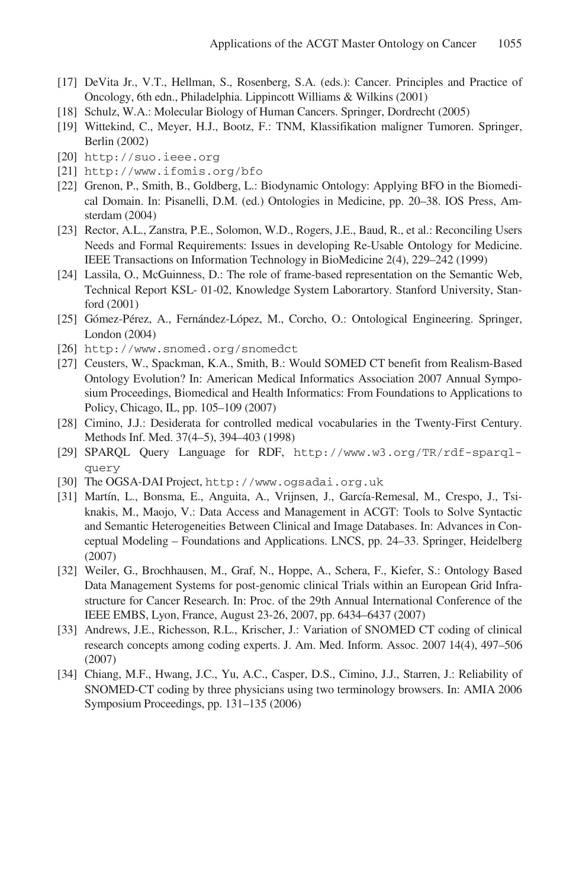[17] DeVita Jr., V.T., Hellman, S., Rosenberg, S.A. (eds.): Cancer. Principles and Practice of Oncology, 6th edn., Philadelphia. Lippincott Williams & Wilkins (2001)

[18] Schulz, W.A.: Molecular Biology of Human Cancers. Springer, Dordrecht (2005)

[19] Wittekind, C., Meyer, H.J., Bootz, F.: TNM, Klassifikation maligner Tumoren. Springer, Berlin (2002)

[20] http://suo.ieee.org

[21] http://www.ifomis.org/bfo

[22] Grenon, P., Smith, B., Goldberg, L.: Biodynamic Ontology: Applying BFO in the Biomedical Domain. In: Pisanelli, D.M. (ed.) Ontologies in Medicine, pp. 20–38. IOS Press, Amsterdam (2004)

[23] Rector, A.L., Zanstra, P.E., Solomon, W.D., Rogers, J.E., Baud, R., et al.: Reconciling Users Needs and Formal Requirements: Issues in developing Re-Usable Ontology for Medicine. IEEE Transactions on Information Technology in BioMedicine 2(4), 229–242 (1999)

[24] Lassila, O., McGuinness, D.: The role of frame-based representation on the Semantic Web, Technical Report KSL- 01-02, Knowledge System Laborartory. Stanford University, Stanford (2001)

[25] Gómez-Pérez, A., Fernández-López, M., Corcho, O.: Ontological Engineering. Springer, London (2004)

[26] http://www.snomed.org/snomedct

[27] Ceusters, W., Spackman, K.A., Smith, B.: Would SOMED CT benefit from Realism-Based Ontology Evolution? In: American Medical Informatics Association 2007 Annual Symposium Proceedings, Biomedical and Health Informatics: From Foundations to Applications to Policy, Chicago, IL, pp. 105–109 (2007)

[28] Cimino, J.J.: Desiderata for controlled medical vocabularies in the Twenty-First Century. Methods Inf. Med. 37(4–5), 394–403 (1998)

[29] SPARQL Query Language for RDF, http://www.w3.org/TR/rdf-sparql-query

[30] The OGSA-DAI Project, http://www.ogsadai.org.uk

[31] Martín, L., Bonsma, E., Anguita, A., Vrijnsen, J., García-Remesal, M., Crespo, J., Tsiknakis, M., Maojo, V.: Data Access and Management in ACGT: Tools to Solve Syntactic and Semantic Heterogeneities Between Clinical and Image Databases. In: Advances in Conceptual Modeling – Foundations and Applications. LNCS, pp. 24–33. Springer, Heidelberg (2007)

[32] Weiler, G., Brochhausen, M., Graf, N., Hoppe, A., Schera, F., Kiefer, S.: Ontology Based Data Management Systems for post-genomic clinical Trials within an European Grid Infrastructure for Cancer Research. In: Proc. of the 29th Annual International Conference of the IEEE EMBS, Lyon, France, August 23-26, 2007, pp. 6434–6437 (2007)

[33] Andrews, J.E., Richesson, R.L., Krischer, J.: Variation of SNOMED CT coding of clinical research concepts among coding experts. J. Am. Med. Inform. Assoc. 2007 14(4), 497–506 (2007)

[34] Chiang, M.F., Hwang, J.C., Yu, A.C., Casper, D.S., Cimino, J.J., Starren, J.: Reliability of SNOMED-CT coding by three physicians using two terminology browsers. In: AMIA 2006 Symposium Proceedings, pp. 131–135 (2006)